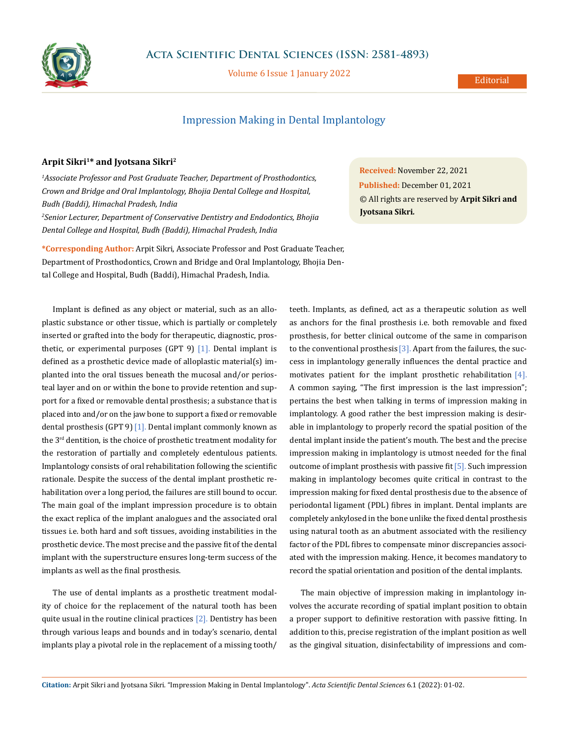# Impression Making in Dental Implantology

**Arpit Sikri[1]* and Jyotsana Sikri[2]**

*[1]Associate Professor and Post Graduate Teacher, Department of Prosthodontics, Crown and Bridge and Oral Implantology, Bhojia Dental College and Hospital, Budh (Baddi), Himachal Pradesh, India*

*[2]Senior Lecturer, Department of Conservative Dentistry and Endodontics, Bhojia Dental College and Hospital, Budh (Baddi), Himachal Pradesh, India*

**\*Corresponding Author:** Arpit Sikri, Associate Professor and Post Graduate Teacher, Department of Prosthodontics, Crown and Bridge and Oral Implantology, Bhojia Dental College and Hospital, Budh (Baddi), Himachal Pradesh, India.

**Received:** November 22, 2021
**Published:** December 01, 2021
© All rights are reserved by **Arpit Sikri and Jyotsana Sikri.**

Implant is defined as any object or material, such as an alloplastic substance or other tissue, which is partially or completely inserted or grafted into the body for therapeutic, diagnostic, prosthetic, or experimental purposes (GPT 9) [1]. Dental implant is defined as a prosthetic device made of alloplastic material(s) implanted into the oral tissues beneath the mucosal and/or periosteal layer and on or within the bone to provide retention and support for a fixed or removable dental prosthesis; a substance that is placed into and/or on the jaw bone to support a fixed or removable dental prosthesis (GPT 9) [1]. Dental implant commonly known as the 3rd dentition, is the choice of prosthetic treatment modality for the restoration of partially and completely edentulous patients. Implantology consists of oral rehabilitation following the scientific rationale. Despite the success of the dental implant prosthetic rehabilitation over a long period, the failures are still bound to occur. The main goal of the implant impression procedure is to obtain the exact replica of the implant analogues and the associated oral tissues i.e. both hard and soft tissues, avoiding instabilities in the prosthetic device. The most precise and the passive fit of the dental implant with the superstructure ensures long-term success of the implants as well as the final prosthesis.

The use of dental implants as a prosthetic treatment modality of choice for the replacement of the natural tooth has been quite usual in the routine clinical practices [2]. Dentistry has been through various leaps and bounds and in today's scenario, dental implants play a pivotal role in the replacement of a missing tooth/teeth. Implants, as defined, act as a therapeutic solution as well as anchors for the final prosthesis i.e. both removable and fixed prosthesis, for better clinical outcome of the same in comparison to the conventional prosthesis [3]. Apart from the failures, the success in implantology generally influences the dental practice and motivates patient for the implant prosthetic rehabilitation [4]. A common saying, "The first impression is the last impression"; pertains the best when talking in terms of impression making in implantology. A good rather the best impression making is desirable in implantology to properly record the spatial position of the dental implant inside the patient's mouth. The best and the precise impression making in implantology is utmost needed for the final outcome of implant prosthesis with passive fit [5]. Such impression making in implantology becomes quite critical in contrast to the impression making for fixed dental prosthesis due to the absence of periodontal ligament (PDL) fibres in implant. Dental implants are completely ankylosed in the bone unlike the fixed dental prosthesis using natural tooth as an abutment associated with the resiliency factor of the PDL fibres to compensate minor discrepancies associated with the impression making. Hence, it becomes mandatory to record the spatial orientation and position of the dental implants.

The main objective of impression making in implantology involves the accurate recording of spatial implant position to obtain a proper support to definitive restoration with passive fitting. In addition to this, precise registration of the implant position as well as the gingival situation, disinfectability of impressions and com-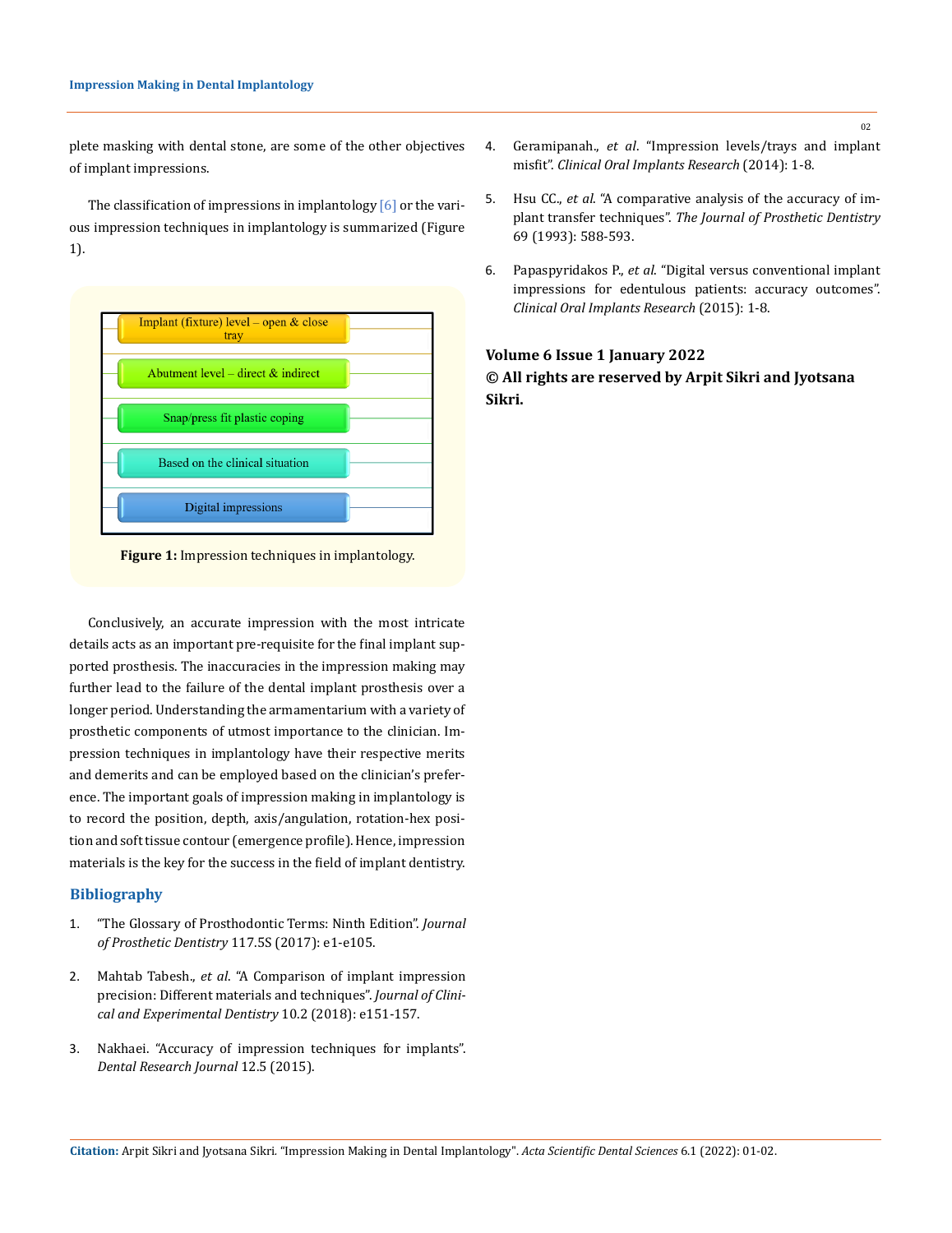plete masking with dental stone, are some of the other objectives of implant impressions.

The classification of impressions in implantology [6] or the various impression techniques in implantology is summarized (Figure 1).

Implant (fixture) level – open & close tray

Abutment level – direct & indirect

Snap/press fit plastic coping

Based on the clinical situation

Digital impressions

**Figure 1:** Impression techniques in implantology.

Conclusively, an accurate impression with the most intricate details acts as an important pre-requisite for the final implant supported prosthesis. The inaccuracies in the impression making may further lead to the failure of the dental implant prosthesis over a longer period. Understanding the armamentarium with a variety of prosthetic components of utmost importance to the clinician. Impression techniques in implantology have their respective merits and demerits and can be employed based on the clinician's preference. The important goals of impression making in implantology is to record the position, depth, axis/angulation, rotation-hex position and soft tissue contour (emergence profile). Hence, impression materials is the key for the success in the field of implant dentistry.

## Bibliography

1. "The Glossary of Prosthodontic Terms: Ninth Edition". *Journal of Prosthetic Dentistry* 117.5S (2017): e1-e105.
2. Mahtab Tabesh., *et al*. "A Comparison of implant impression precision: Different materials and techniques". *Journal of Clinical and Experimental Dentistry* 10.2 (2018): e151-157.
3. Nakhaei. "Accuracy of impression techniques for implants". *Dental Research Journal* 12.5 (2015).
4. Geramipanah., *et al*. "Impression levels/trays and implant misfit". *Clinical Oral Implants Research* (2014): 1-8.
5. Hsu CC., *et al*. "A comparative analysis of the accuracy of implant transfer techniques". *The Journal of Prosthetic Dentistry* 69 (1993): 588-593.
6. Papaspyridakos P., *et al*. "Digital versus conventional implant impressions for edentulous patients: accuracy outcomes". *Clinical Oral Implants Research* (2015): 1-8.

**Volume 6 Issue 1 January 2022**
**© All rights are reserved by Arpit Sikri and Jyotsana Sikri.**